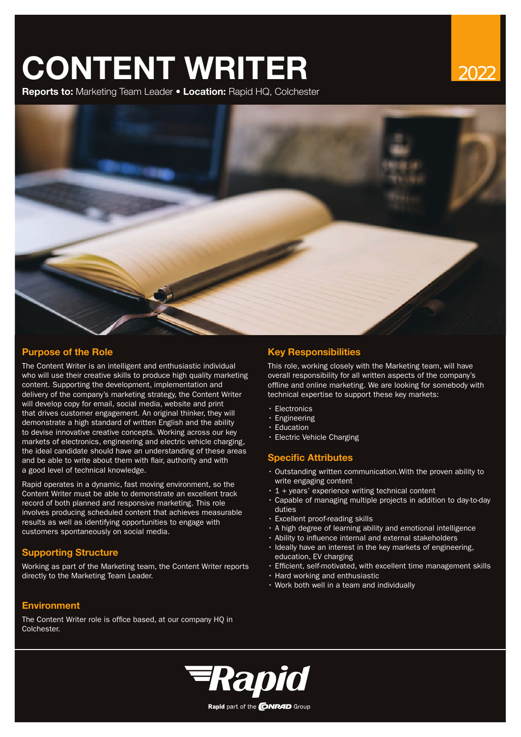# CONTENT WRITER

2022

**Reports to:** Marketing Team Leader • **Location:** Rapid HQ, Colchester

## Purpose of the Role

The Content Writer is an intelligent and enthusiastic individual who will use their creative skills to produce high quality marketing content. Supporting the development, implementation and delivery of the company's marketing strategy, the Content Writer will develop copy for email, social media, website and print that drives customer engagement. An original thinker, they will demonstrate a high standard of written English and the ability to devise innovative creative concepts. Working across our key markets of electronics, engineering and electric vehicle charging, the ideal candidate should have an understanding of these areas and be able to write about them with flair, authority and with a good level of technical knowledge.

Rapid operates in a dynamic, fast moving environment, so the Content Writer must be able to demonstrate an excellent track record of both planned and responsive marketing. This role involves producing scheduled content that achieves measurable results as well as identifying opportunities to engage with customers spontaneously on social media.

## Supporting Structure

Working as part of the Marketing team, the Content Writer reports directly to the Marketing Team Leader.

## Environment

The Content Writer role is office based, at our company HQ in Colchester.

## Key Responsibilities

This role, working closely with the Marketing team, will have overall responsibility for all written aspects of the company's offline and online marketing. We are looking for somebody with technical expertise to support these key markets:

- Electronics
- Engineering
- Education
- Electric Vehicle Charging

## Specific Attributes

- Outstanding written communication.With the proven ability to write engaging content
- 1 + years' experience writing technical content
- Capable of managing multiple projects in addition to day-to-day duties
- Excellent proof-reading skills
- A high degree of learning ability and emotional intelligence
- Ability to influence internal and external stakeholders
- Ideally have an interest in the key markets of engineering, education, EV charging
- Efficient, self-motivated, with excellent time management skills
- Hard working and enthusiastic
- Work both well in a team and individually

Rapid

**Rapid** part of the CONRAD Group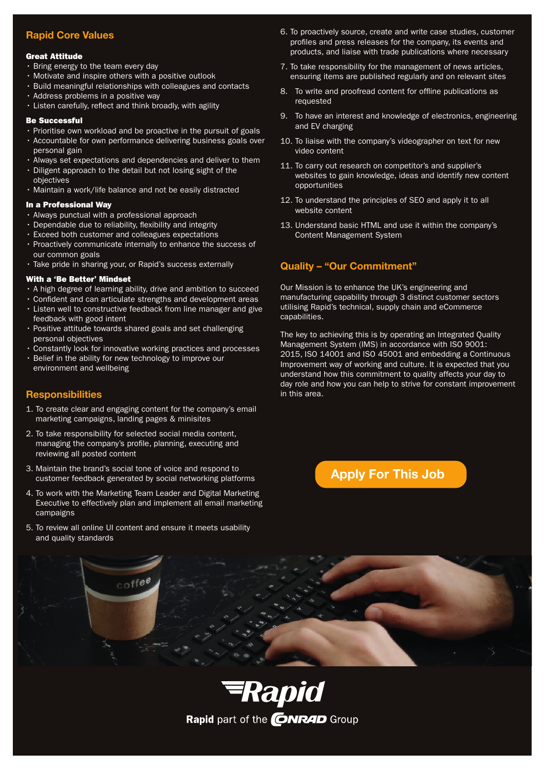## Rapid Core Values

**Great Attitude**

- Bring energy to the team every day
- Motivate and inspire others with a positive outlook
- Build meaningful relationships with colleagues and contacts
- Address problems in a positive way
- Listen carefully, reflect and think broadly, with agility

**Be Successful**

- Prioritise own workload and be proactive in the pursuit of goals
- Accountable for own performance delivering business goals over personal gain
- Always set expectations and dependencies and deliver to them
- Diligent approach to the detail but not losing sight of the objectives
- Maintain a work/life balance and not be easily distracted

**In a Professional Way**

- Always punctual with a professional approach
- Dependable due to reliability, flexibility and integrity
- Exceed both customer and colleagues expectations
- Proactively communicate internally to enhance the success of our common goals
- Take pride in sharing your, or Rapid's success externally

**With a 'Be Better' Mindset**

- A high degree of learning ability, drive and ambition to succeed
- Confident and can articulate strengths and development areas
- Listen well to constructive feedback from line manager and give feedback with good intent
- Positive attitude towards shared goals and set challenging personal objectives
- Constantly look for innovative working practices and processes
- Belief in the ability for new technology to improve our environment and wellbeing

## Responsibilities

1. To create clear and engaging content for the company's email marketing campaigns, landing pages & minisites
2. To take responsibility for selected social media content, managing the company's profile, planning, executing and reviewing all posted content
3. Maintain the brand's social tone of voice and respond to customer feedback generated by social networking platforms
4. To work with the Marketing Team Leader and Digital Marketing Executive to effectively plan and implement all email marketing campaigns
5. To review all online UI content and ensure it meets usability and quality standards
6. To proactively source, create and write case studies, customer profiles and press releases for the company, its events and products, and liaise with trade publications where necessary
7. To take responsibility for the management of news articles, ensuring items are published regularly and on relevant sites
8. To write and proofread content for offline publications as requested
9. To have an interest and knowledge of electronics, engineering and EV charging
10. To liaise with the company's videographer on text for new video content
11. To carry out research on competitor's and supplier's websites to gain knowledge, ideas and identify new content opportunities
12. To understand the principles of SEO and apply it to all website content
13. Understand basic HTML and use it within the company's Content Management System

## Quality – "Our Commitment"

Our Mission is to enhance the UK's engineering and manufacturing capability through 3 distinct customer sectors utilising Rapid's technical, supply chain and eCommerce capabilities.

The key to achieving this is by operating an Integrated Quality Management System (IMS) in accordance with ISO 9001: 2015, ISO 14001 and ISO 45001 and embedding a Continuous Improvement way of working and culture. It is expected that you understand how this commitment to quality affects your day to day role and how you can help to strive for constant improvement in this area.

**Apply For This Job**

Rapid

**Rapid** part of the CONRAD Group